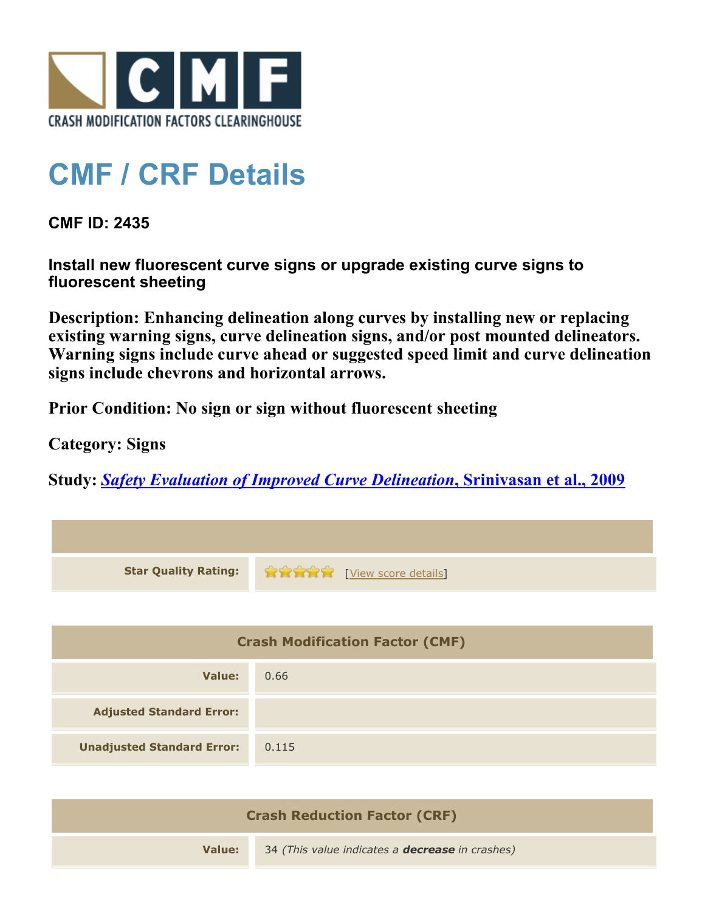# CMF / CRF Details

**CMF ID: 2435**

**Install new fluorescent curve signs or upgrade existing curve signs to fluorescent sheeting**

**Description: Enhancing delineation along curves by installing new or replacing existing warning signs, curve delineation signs, and/or post mounted delineators. Warning signs include curve ahead or suggested speed limit and curve delineation signs include chevrons and horizontal arrows.**

**Prior Condition: No sign or sign without fluorescent sheeting**

**Category: Signs**

**Study: *Safety Evaluation of Improved Curve Delineation*, Srinivasan et al., 2009**

| | |
|---|---|
| **Star Quality Rating:** | [View score details] |

| Crash Modification Factor (CMF) | |
|---|---|
| **Value:** | 0.66 |
| **Adjusted Standard Error:** | |
| **Unadjusted Standard Error:** | 0.115 |

| Crash Reduction Factor (CRF) | |
|---|---|
| **Value:** | 34 *(This value indicates a **decrease** in crashes)* |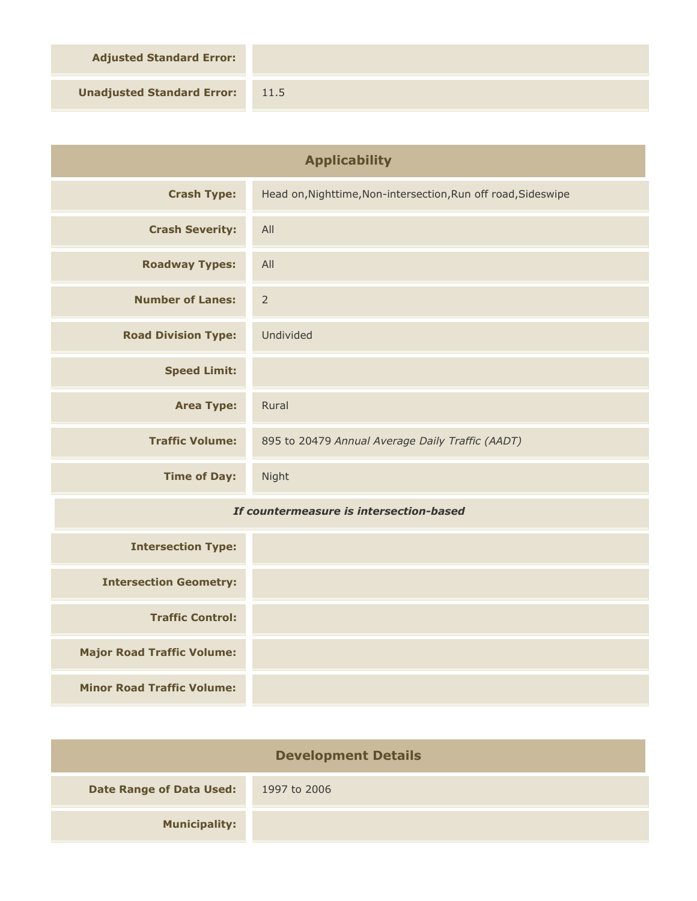| | |
|---|---|
| **Adjusted Standard Error:** | |
| **Unadjusted Standard Error:** | 11.5 |

## Applicability

| | |
|---|---|
| **Crash Type:** | Head on,Nighttime,Non-intersection,Run off road,Sideswipe |
| **Crash Severity:** | All |
| **Roadway Types:** | All |
| **Number of Lanes:** | 2 |
| **Road Division Type:** | Undivided |
| **Speed Limit:** | |
| **Area Type:** | Rural |
| **Traffic Volume:** | 895 to 20479 *Annual Average Daily Traffic (AADT)* |
| **Time of Day:** | Night |

***If countermeasure is intersection-based***

| | |
|---|---|
| **Intersection Type:** | |
| **Intersection Geometry:** | |
| **Traffic Control:** | |
| **Major Road Traffic Volume:** | |
| **Minor Road Traffic Volume:** | |

## Development Details

| | |
|---|---|
| **Date Range of Data Used:** | 1997 to 2006 |
| **Municipality:** | |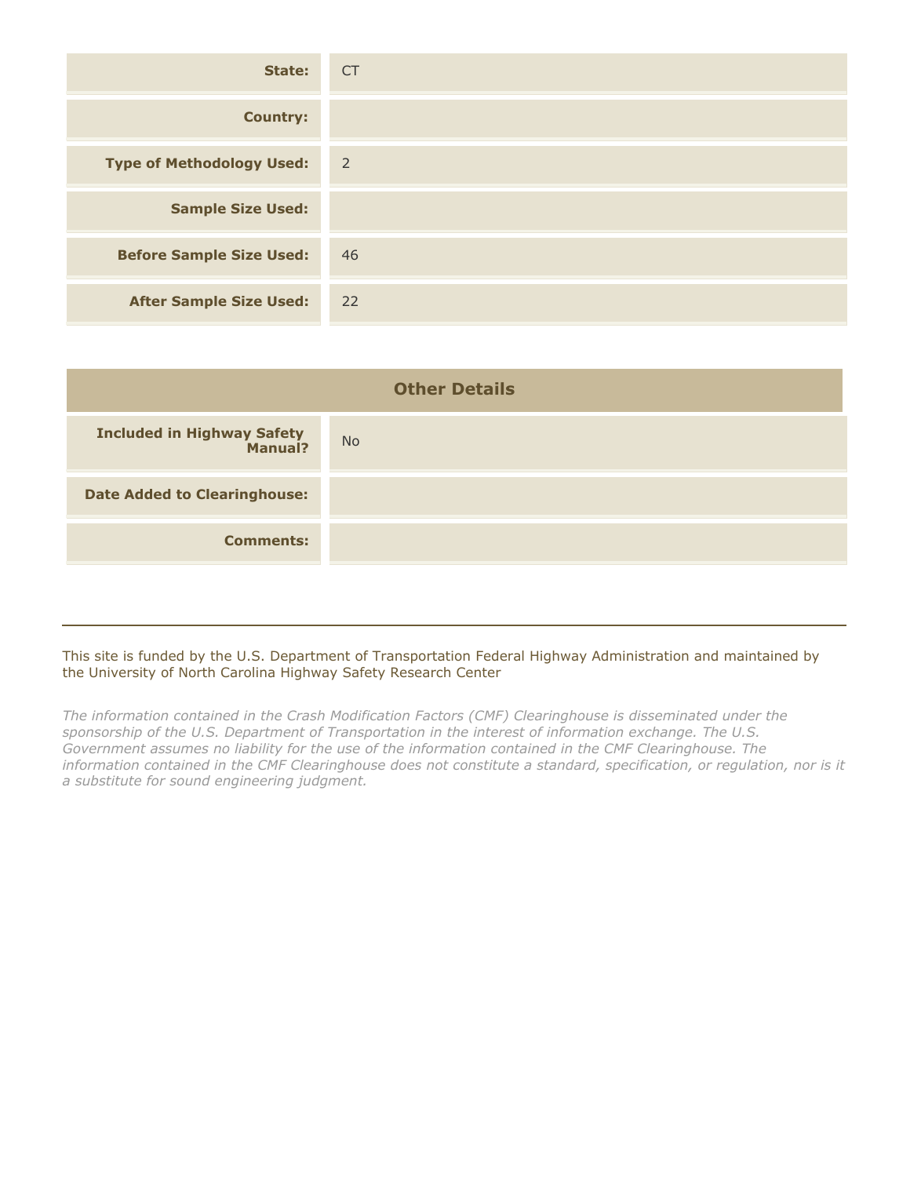| | |
|---|---|
| **State:** | CT |
| **Country:** | |
| **Type of Methodology Used:** | 2 |
| **Sample Size Used:** | |
| **Before Sample Size Used:** | 46 |
| **After Sample Size Used:** | 22 |

## Other Details

| | |
|---|---|
| **Included in Highway Safety Manual?** | No |
| **Date Added to Clearinghouse:** | |
| **Comments:** | |

---

This site is funded by the U.S. Department of Transportation Federal Highway Administration and maintained by the University of North Carolina Highway Safety Research Center

*The information contained in the Crash Modification Factors (CMF) Clearinghouse is disseminated under the sponsorship of the U.S. Department of Transportation in the interest of information exchange. The U.S. Government assumes no liability for the use of the information contained in the CMF Clearinghouse. The information contained in the CMF Clearinghouse does not constitute a standard, specification, or regulation, nor is it a substitute for sound engineering judgment.*